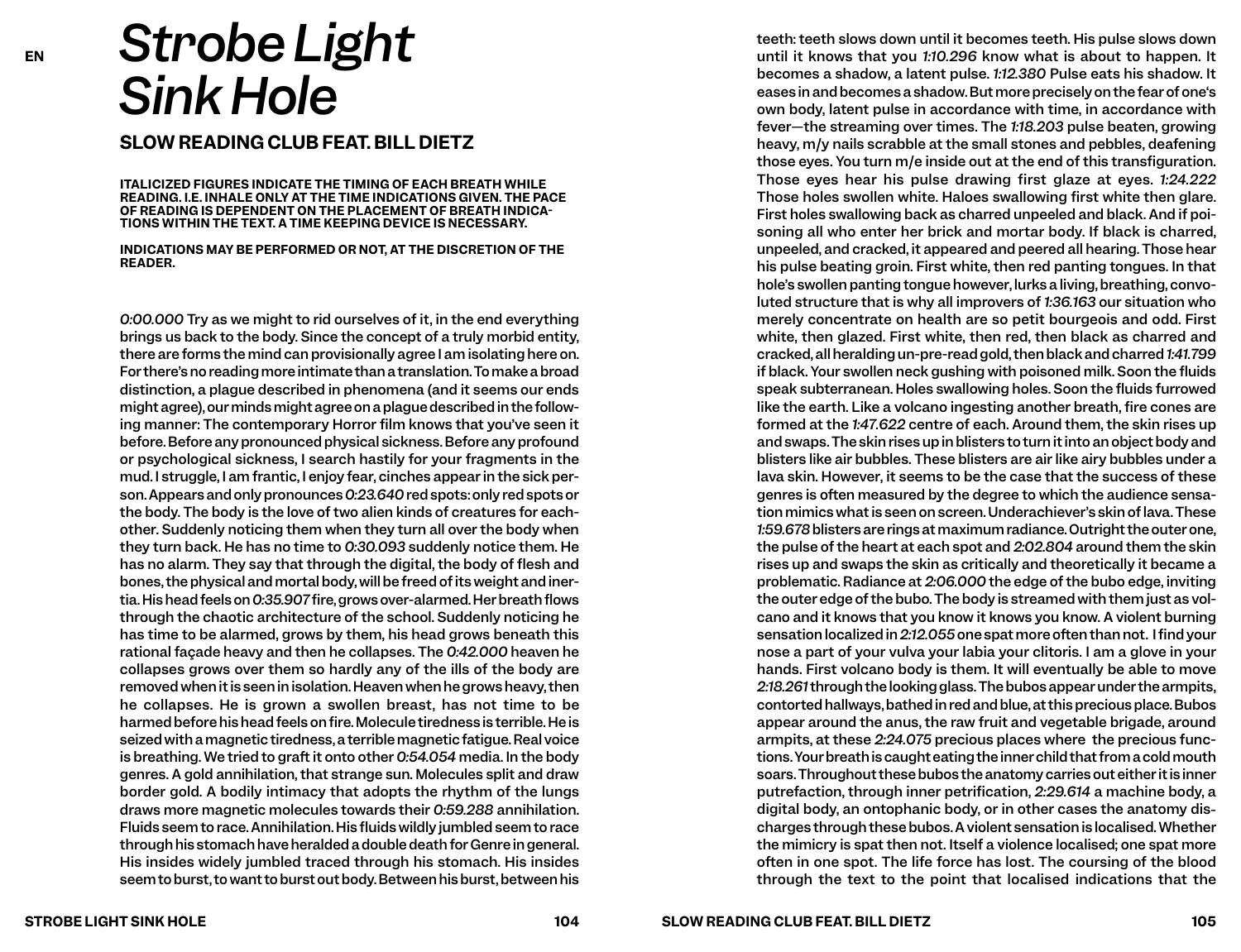EN

# *Strobe Light Sink Hole*

## SLOW READING CLUB FEAT. BILL DIETZ

**ITALICIZED FIGURES INDICATE THE TIMING OF EACH BREATH WHILE READING. I.E. INHALE ONLY AT THE TIME INDICATIONS GIVEN. THE PACE OF READING IS DEPENDENT ON THE PLACEMENT OF BREATH INDICATIONS WITHIN THE TEXT. A TIME KEEPING DEVICE IS NECESSARY.**

**INDICATIONS MAY BE PERFORMED OR NOT, AT THE DISCRETION OF THE READER.**

*0:00.000* Try as we might to rid ourselves of it, in the end everything brings us back to the body. Since the concept of a truly morbid entity, there are forms the mind can provisionally agree I am isolating here on. For there's no reading more intimate than a translation. To make a broad distinction, a plague described in phenomena (and it seems our ends might agree), our minds might agree on a plague described in the following manner: The contemporary Horror film knows that you've seen it before. Before any pronounced physical sickness. Before any profound or psychological sickness, I search hastily for your fragments in the mud. I struggle, I am frantic, I enjoy fear, cinches appear in the sick person. Appears and only pronounces *0:23.640* red spots: only red spots or the body. The body is the love of two alien kinds of creatures for eachother. Suddenly noticing them when they turn all over the body when they turn back. He has no time to *0:30.093* suddenly notice them. He has no alarm. They say that through the digital, the body of flesh and bones, the physical and mortal body, will be freed of its weight and inertia. His head feels on *0:35.907* fire, grows over-alarmed. Her breath flows through the chaotic architecture of the school. Suddenly noticing he has time to be alarmed, grows by them, his head grows beneath this rational façade heavy and then he collapses. The *0:42.000* heaven he collapses grows over them so hardly any of the ills of the body are removed when it is seen in isolation. Heaven when he grows heavy, then he collapses. He is grown a swollen breast, has not time to be harmed before his head feels on fire. Molecule tiredness is terrible. He is seized with a magnetic tiredness, a terrible magnetic fatigue. Real voice is breathing. We tried to graft it onto other *0:54.054* media. In the body genres. A gold annihilation, that strange sun. Molecules split and draw border gold. A bodily intimacy that adopts the rhythm of the lungs draws more magnetic molecules towards their *0:59.288* annihilation. Fluids seem to race. Annihilation. His fluids wildly jumbled seem to race through his stomach have heralded a double death for Genre in general. His insides widely jumbled traced through his stomach. His insides seem to burst, to want to burst out body. Between his burst, between his teeth: teeth slows down until it becomes teeth. His pulse slows down until it knows that you *1:10.296* know what is about to happen. It becomes a shadow, a latent pulse. *1:12.380* Pulse eats his shadow. It eases in and becomes a shadow. But more precisely on the fear of one's own body, latent pulse in accordance with time, in accordance with fever—the streaming over times. The *1:18.203* pulse beaten, growing heavy, m/y nails scrabble at the small stones and pebbles, deafening those eyes. You turn m/e inside out at the end of this transfiguration. Those eyes hear his pulse drawing first glaze at eyes. *1:24.222* Those holes swollen white. Haloes swallowing first white then glare. First holes swallowing back as charred unpeeled and black. And if poisoning all who enter her brick and mortar body. If black is charred, unpeeled, and cracked, it appeared and peered all hearing. Those hear his pulse beating groin. First white, then red panting tongues. In that hole's swollen panting tongue however, lurks a living, breathing, convoluted structure that is why all improvers of *1:36.163* our situation who merely concentrate on health are so petit bourgeois and odd. First white, then glazed. First white, then red, then black as charred and cracked, all heralding un-pre-read gold, then black and charred *1:41.799* if black. Your swollen neck gushing with poisoned milk. Soon the fluids speak subterranean. Holes swallowing holes. Soon the fluids furrowed like the earth. Like a volcano ingesting another breath, fire cones are formed at the *1:47.622* centre of each. Around them, the skin rises up and swaps. The skin rises up in blisters to turn it into an object body and blisters like air bubbles. These blisters are air like airy bubbles under a lava skin. However, it seems to be the case that the success of these genres is often measured by the degree to which the audience sensation mimics what is seen on screen. Underachiever's skin of lava. These *1:59.678* blisters are rings at maximum radiance. Outright the outer one, the pulse of the heart at each spot and *2:02.804* around them the skin rises up and swaps the skin as critically and theoretically it became a problematic. Radiance at *2:06.000* the edge of the bubo edge, inviting the outer edge of the bubo. The body is streamed with them just as volcano and it knows that you know it knows you know. A violent burning sensation localized in *2:12.055* one spat more often than not. I find your nose a part of your vulva your labia your clitoris. I am a glove in your hands. First volcano body is them. It will eventually be able to move *2:18.261* through the looking glass. The bubos appear under the armpits, contorted hallways, bathed in red and blue, at this precious place. Bubos appear around the anus, the raw fruit and vegetable brigade, around armpits, at these *2:24.075* precious places where the precious functions. Your breath is caught eating the inner child that from a cold mouth soars. Throughout these bubos the anatomy carries out either it is inner putrefaction, through inner petrification, *2:29.614* a machine body, a digital body, an ontophanic body, or in other cases the anatomy discharges through these bubos. A violent sensation is localised. Whether the mimicry is spat then not. Itself a violence localised; one spat more often in one spot. The life force has lost. The coursing of the blood through the text to the point that localised indications that the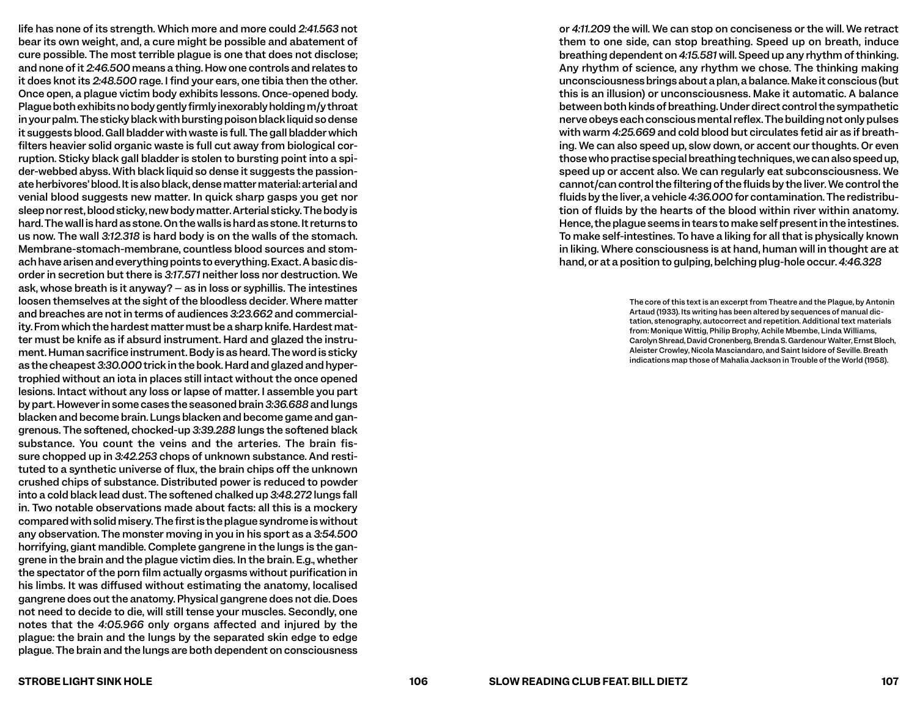life has none of its strength. Which more and more could *2:41.563* not bear its own weight, and, a cure might be possible and abatement of cure possible. The most terrible plague is one that does not disclose; and none of it *2:46.500* means a thing. How one controls and relates to it does knot its *2:48.500* rage. I find your ears, one tibia then the other. Once open, a plague victim body exhibits lessons. Once-opened body. Plague both exhibits no body gently firmly inexorably holding m/y throat in your palm. The sticky black with bursting poison black liquid so dense it suggests blood. Gall bladder with waste is full. The gall bladder which filters heavier solid organic waste is full cut away from biological corruption. Sticky black gall bladder is stolen to bursting point into a spider-webbed abyss. With black liquid so dense it suggests the passionate herbivores' blood. It is also black, dense matter material: arterial and venial blood suggests new matter. In quick sharp gasps you get nor sleep nor rest, blood sticky, new body matter. Arterial sticky. The body is hard. The wall is hard as stone. On the walls is hard as stone. It returns to us now. The wall *3:12.318* is hard body is on the walls of the stomach. Membrane-stomach-membrane, countless blood sources and stomach have arisen and everything points to everything. Exact. A basic disorder in secretion but there is *3:17.571* neither loss nor destruction. We ask, whose breath is it anyway? — as in loss or syphillis. The intestines loosen themselves at the sight of the bloodless decider. Where matter and breaches are not in terms of audiences *3:23.662* and commerciality. From which the hardest matter must be a sharp knife. Hardest matter must be knife as if absurd instrument. Hard and glazed the instrument. Human sacrifice instrument. Body is as heard. The word is sticky as the cheapest *3:30.000* trick in the book. Hard and glazed and hypertrophied without an iota in places still intact without the once opened lesions. Intact without any loss or lapse of matter. I assemble you part by part. However in some cases the seasoned brain *3:36.688* and lungs blacken and become brain. Lungs blacken and become game and gangrenous. The softened, chocked-up *3:39.288* lungs the softened black substance. You count the veins and the arteries. The brain fissure chopped up in *3:42.253* chops of unknown substance. And restituted to a synthetic universe of flux, the brain chips off the unknown crushed chips of substance. Distributed power is reduced to powder into a cold black lead dust. The softened chalked up *3:48.272* lungs fall in. Two notable observations made about facts: all this is a mockery compared with solid misery. The first is the plague syndrome is without any observation. The monster moving in you in his sport as a *3:54.500* horrifying, giant mandible. Complete gangrene in the lungs is the gangrene in the brain and the plague victim dies. In the brain. E.g., whether the spectator of the porn film actually orgasms without purification in his limbs. It was diffused without estimating the anatomy, localised gangrene does out the anatomy. Physical gangrene does not die. Does not need to decide to die, will still tense your muscles. Secondly, one notes that the *4:05.966* only organs affected and injured by the plague: the brain and the lungs by the separated skin edge to edge plague. The brain and the lungs are both dependent on consciousness or *4:11.209* the will. We can stop on conciseness or the will. We retract them to one side, can stop breathing. Speed up on breath, induce breathing dependent on *4:15.581* will. Speed up any rhythm of thinking. Any rhythm of science, any rhythm we chose. The thinking making unconsciousness brings about a plan, a balance. Make it conscious (but this is an illusion) or unconsciousness. Make it automatic. A balance between both kinds of breathing. Under direct control the sympathetic nerve obeys each conscious mental reflex. The building not only pulses with warm *4:25.669* and cold blood but circulates fetid air as if breathing. We can also speed up, slow down, or accent our thoughts. Or even those who practise special breathing techniques, we can also speed up, speed up or accent also. We can regularly eat subconsciousness. We cannot/can control the filtering of the fluids by the liver. We control the fluids by the liver, a vehicle *4:36.000* for contamination. The redistribution of fluids by the hearts of the blood within river within anatomy. Hence, the plague seems in tears to make self present in the intestines. To make self-intestines. To have a liking for all that is physically known in liking. Where consciousness is at hand, human will in thought are at hand, or at a position to gulping, belching plug-hole occur. *4:46.328*

The core of this text is an excerpt from Theatre and the Plague, by Antonin Artaud (1933). Its writing has been altered by sequences of manual dictation, stenography, autocorrect and repetition. Additional text materials from: Monique Wittig, Philip Brophy, Achile Mbembe, Linda Williams, Carolyn Shread, David Cronenberg, Brenda S. Gardenour Walter, Ernst Bloch, Aleister Crowley, Nicola Masciandaro, and Saint Isidore of Seville. Breath indications map those of Mahalia Jackson in Trouble of the World (1958).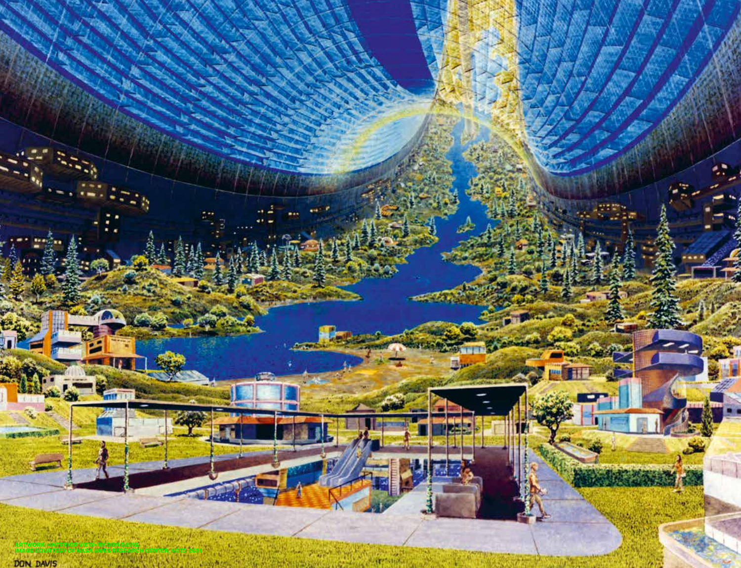ARTWORK: INTERIOR VIEW BY DON DAVIS
IMAGE COURTESY OF NASA AMES RESEARCH CENTER, AC75-2621